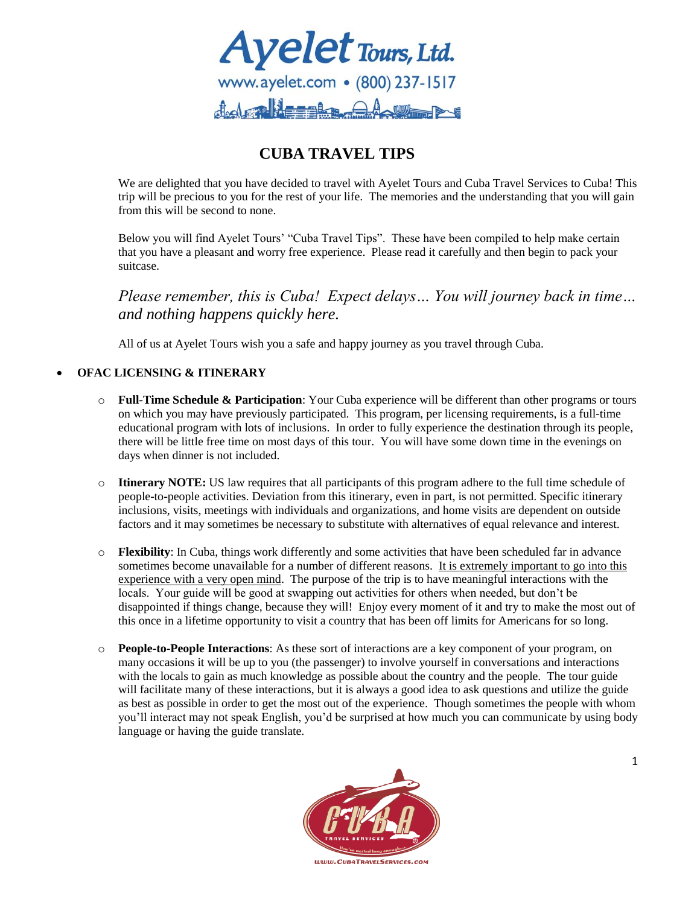Ayelet Tours, Ltd.

www.ayelet.com • (800) 237-1517

# CUBA TRAVEL TIPS

We are delighted that you have decided to travel with Ayelet Tours and Cuba Travel Services to Cuba! This trip will be precious to you for the rest of your life. The memories and the understanding that you will gain from this will be second to none.

Below you will find Ayelet Tours' "Cuba Travel Tips". These have been compiled to help make certain that you have a pleasant and worry free experience. Please read it carefully and then begin to pack your suitcase.

*Please remember, this is Cuba! Expect delays… You will journey back in time… and nothing happens quickly here.*

All of us at Ayelet Tours wish you a safe and happy journey as you travel through Cuba.

- **OFAC LICENSING & ITINERARY**
  - **Full-Time Schedule & Participation**: Your Cuba experience will be different than other programs or tours on which you may have previously participated. This program, per licensing requirements, is a full-time educational program with lots of inclusions. In order to fully experience the destination through its people, there will be little free time on most days of this tour. You will have some down time in the evenings on days when dinner is not included.
  - **Itinerary NOTE:** US law requires that all participants of this program adhere to the full time schedule of people-to-people activities. Deviation from this itinerary, even in part, is not permitted. Specific itinerary inclusions, visits, meetings with individuals and organizations, and home visits are dependent on outside factors and it may sometimes be necessary to substitute with alternatives of equal relevance and interest.
  - **Flexibility**: In Cuba, things work differently and some activities that have been scheduled far in advance sometimes become unavailable for a number of different reasons. It is extremely important to go into this experience with a very open mind. The purpose of the trip is to have meaningful interactions with the locals. Your guide will be good at swapping out activities for others when needed, but don't be disappointed if things change, because they will! Enjoy every moment of it and try to make the most out of this once in a lifetime opportunity to visit a country that has been off limits for Americans for so long.
  - **People-to-People Interactions**: As these sort of interactions are a key component of your program, on many occasions it will be up to you (the passenger) to involve yourself in conversations and interactions with the locals to gain as much knowledge as possible about the country and the people. The tour guide will facilitate many of these interactions, but it is always a good idea to ask questions and utilize the guide as best as possible in order to get the most out of the experience. Though sometimes the people with whom you'll interact may not speak English, you'd be surprised at how much you can communicate by using body language or having the guide translate.

CUBA TRAVEL SERVICES

www.CubaTravelServices.com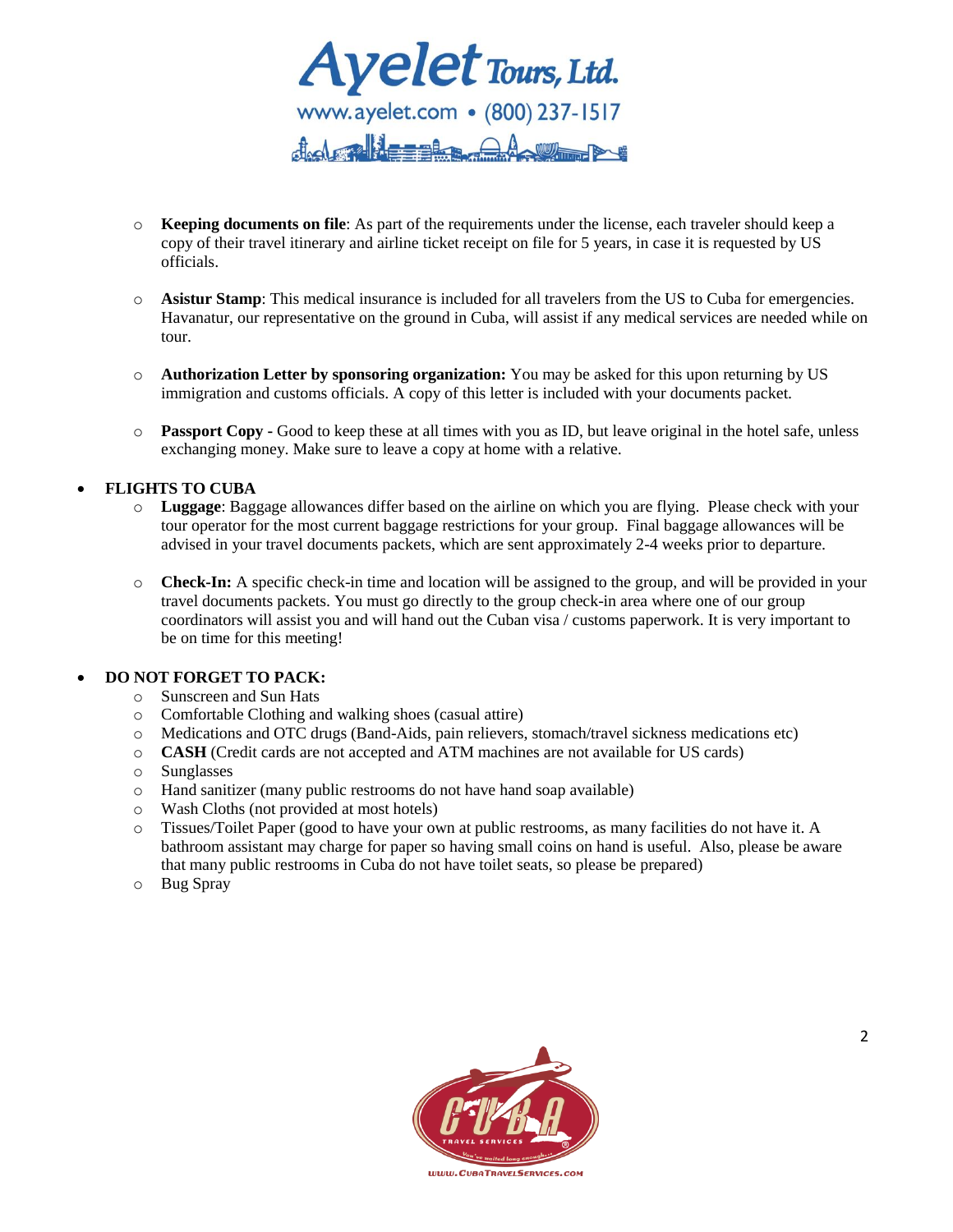- **Keeping documents on file**: As part of the requirements under the license, each traveler should keep a copy of their travel itinerary and airline ticket receipt on file for 5 years, in case it is requested by US officials.

- **Asistur Stamp**: This medical insurance is included for all travelers from the US to Cuba for emergencies. Havanatur, our representative on the ground in Cuba, will assist if any medical services are needed while on tour.

- **Authorization Letter by sponsoring organization:** You may be asked for this upon returning by US immigration and customs officials. A copy of this letter is included with your documents packet.

- **Passport Copy -** Good to keep these at all times with you as ID, but leave original in the hotel safe, unless exchanging money. Make sure to leave a copy at home with a relative.

- **FLIGHTS TO CUBA**
  - **Luggage**: Baggage allowances differ based on the airline on which you are flying. Please check with your tour operator for the most current baggage restrictions for your group. Final baggage allowances will be advised in your travel documents packets, which are sent approximately 2-4 weeks prior to departure.

  - **Check-In:** A specific check-in time and location will be assigned to the group, and will be provided in your travel documents packets. You must go directly to the group check-in area where one of our group coordinators will assist you and will hand out the Cuban visa / customs paperwork. It is very important to be on time for this meeting!

- **DO NOT FORGET TO PACK:**
  - Sunscreen and Sun Hats
  - Comfortable Clothing and walking shoes (casual attire)
  - Medications and OTC drugs (Band-Aids, pain relievers, stomach/travel sickness medications etc)
  - **CASH** (Credit cards are not accepted and ATM machines are not available for US cards)
  - Sunglasses
  - Hand sanitizer (many public restrooms do not have hand soap available)
  - Wash Cloths (not provided at most hotels)
  - Tissues/Toilet Paper (good to have your own at public restrooms, as many facilities do not have it. A bathroom assistant may charge for paper so having small coins on hand is useful. Also, please be aware that many public restrooms in Cuba do not have toilet seats, so please be prepared)
  - Bug Spray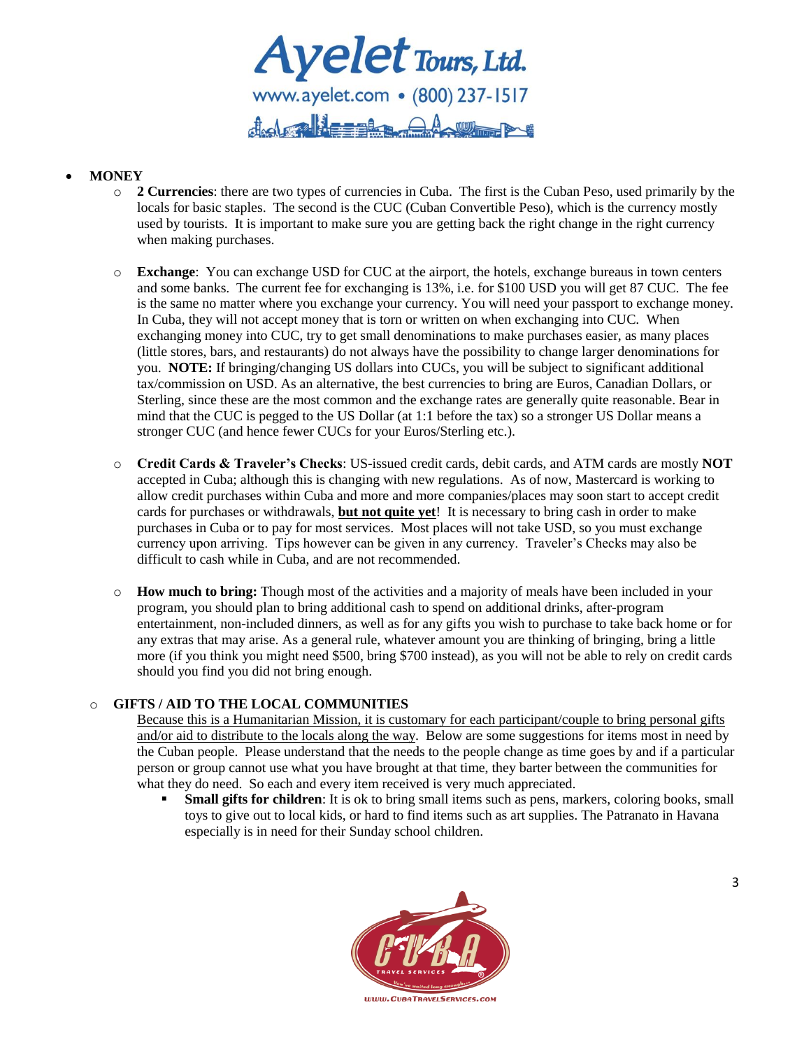- **MONEY**
  - **2 Currencies**: there are two types of currencies in Cuba. The first is the Cuban Peso, used primarily by the locals for basic staples. The second is the CUC (Cuban Convertible Peso), which is the currency mostly used by tourists. It is important to make sure you are getting back the right change in the right currency when making purchases.

  - **Exchange**: You can exchange USD for CUC at the airport, the hotels, exchange bureaus in town centers and some banks. The current fee for exchanging is 13%, i.e. for $100 USD you will get 87 CUC. The fee is the same no matter where you exchange your currency. You will need your passport to exchange money. In Cuba, they will not accept money that is torn or written on when exchanging into CUC. When exchanging money into CUC, try to get small denominations to make purchases easier, as many places (little stores, bars, and restaurants) do not always have the possibility to change larger denominations for you. **NOTE:** If bringing/changing US dollars into CUCs, you will be subject to significant additional tax/commission on USD. As an alternative, the best currencies to bring are Euros, Canadian Dollars, or Sterling, since these are the most common and the exchange rates are generally quite reasonable. Bear in mind that the CUC is pegged to the US Dollar (at 1:1 before the tax) so a stronger US Dollar means a stronger CUC (and hence fewer CUCs for your Euros/Sterling etc.).

  - **Credit Cards & Traveler's Checks**: US-issued credit cards, debit cards, and ATM cards are mostly **NOT** accepted in Cuba; although this is changing with new regulations. As of now, Mastercard is working to allow credit purchases within Cuba and more and more companies/places may soon start to accept credit cards for purchases or withdrawals, **<u>but not quite yet</u>**! It is necessary to bring cash in order to make purchases in Cuba or to pay for most services. Most places will not take USD, so you must exchange currency upon arriving. Tips however can be given in any currency. Traveler's Checks may also be difficult to cash while in Cuba, and are not recommended.

  - **How much to bring:** Though most of the activities and a majority of meals have been included in your program, you should plan to bring additional cash to spend on additional drinks, after-program entertainment, non-included dinners, as well as for any gifts you wish to purchase to take back home or for any extras that may arise. As a general rule, whatever amount you are thinking of bringing, bring a little more (if you think you might need $500, bring $700 instead), as you will not be able to rely on credit cards should you find you did not bring enough.

- **GIFTS / AID TO THE LOCAL COMMUNITIES**

  <u>Because this is a Humanitarian Mission, it is customary for each participant/couple to bring personal gifts and/or aid to distribute to the locals along the way</u>. Below are some suggestions for items most in need by the Cuban people. Please understand that the needs to the people change as time goes by and if a particular person or group cannot use what you have brought at that time, they barter between the communities for what they do need. So each and every item received is very much appreciated.

  - **Small gifts for children**: It is ok to bring small items such as pens, markers, coloring books, small toys to give out to local kids, or hard to find items such as art supplies. The Patranato in Havana especially is in need for their Sunday school children.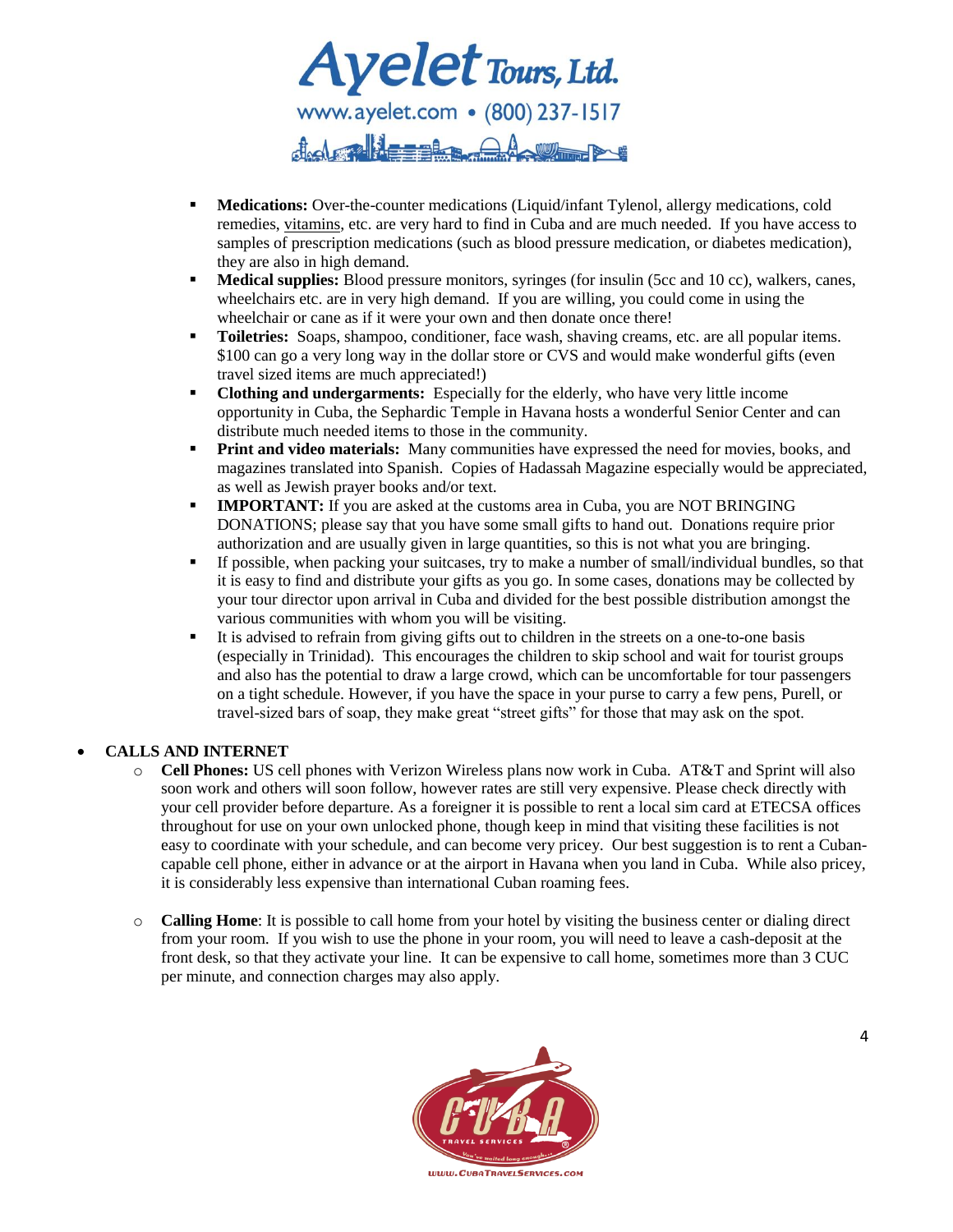- **Medications:** Over-the-counter medications (Liquid/infant Tylenol, allergy medications, cold remedies, vitamins, etc. are very hard to find in Cuba and are much needed. If you have access to samples of prescription medications (such as blood pressure medication, or diabetes medication), they are also in high demand.
- **Medical supplies:** Blood pressure monitors, syringes (for insulin (5cc and 10 cc), walkers, canes, wheelchairs etc. are in very high demand. If you are willing, you could come in using the wheelchair or cane as if it were your own and then donate once there!
- **Toiletries:** Soaps, shampoo, conditioner, face wash, shaving creams, etc. are all popular items. $100 can go a very long way in the dollar store or CVS and would make wonderful gifts (even travel sized items are much appreciated!)
- **Clothing and undergarments:** Especially for the elderly, who have very little income opportunity in Cuba, the Sephardic Temple in Havana hosts a wonderful Senior Center and can distribute much needed items to those in the community.
- **Print and video materials:** Many communities have expressed the need for movies, books, and magazines translated into Spanish. Copies of Hadassah Magazine especially would be appreciated, as well as Jewish prayer books and/or text.
- **IMPORTANT:** If you are asked at the customs area in Cuba, you are NOT BRINGING DONATIONS; please say that you have some small gifts to hand out. Donations require prior authorization and are usually given in large quantities, so this is not what you are bringing.
- If possible, when packing your suitcases, try to make a number of small/individual bundles, so that it is easy to find and distribute your gifts as you go. In some cases, donations may be collected by your tour director upon arrival in Cuba and divided for the best possible distribution amongst the various communities with whom you will be visiting.
- It is advised to refrain from giving gifts out to children in the streets on a one-to-one basis (especially in Trinidad). This encourages the children to skip school and wait for tourist groups and also has the potential to draw a large crowd, which can be uncomfortable for tour passengers on a tight schedule. However, if you have the space in your purse to carry a few pens, Purell, or travel-sized bars of soap, they make great "street gifts" for those that may ask on the spot.

- **CALLS AND INTERNET**
  - **Cell Phones:** US cell phones with Verizon Wireless plans now work in Cuba. AT&T and Sprint will also soon work and others will soon follow, however rates are still very expensive. Please check directly with your cell provider before departure. As a foreigner it is possible to rent a local sim card at ETECSA offices throughout for use on your own unlocked phone, though keep in mind that visiting these facilities is not easy to coordinate with your schedule, and can become very pricey. Our best suggestion is to rent a Cuban-capable cell phone, either in advance or at the airport in Havana when you land in Cuba. While also pricey, it is considerably less expensive than international Cuban roaming fees.
  - **Calling Home**: It is possible to call home from your hotel by visiting the business center or dialing direct from your room. If you wish to use the phone in your room, you will need to leave a cash-deposit at the front desk, so that they activate your line. It can be expensive to call home, sometimes more than 3 CUC per minute, and connection charges may also apply.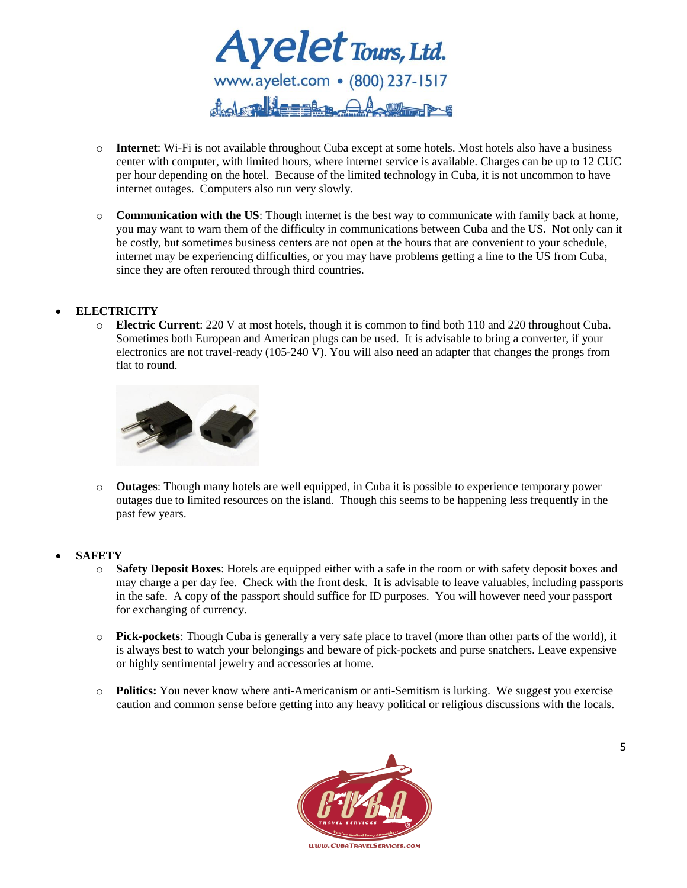- **Internet**: Wi-Fi is not available throughout Cuba except at some hotels. Most hotels also have a business center with computer, with limited hours, where internet service is available. Charges can be up to 12 CUC per hour depending on the hotel. Because of the limited technology in Cuba, it is not uncommon to have internet outages. Computers also run very slowly.

- **Communication with the US**: Though internet is the best way to communicate with family back at home, you may want to warn them of the difficulty in communications between Cuba and the US. Not only can it be costly, but sometimes business centers are not open at the hours that are convenient to your schedule, internet may be experiencing difficulties, or you may have problems getting a line to the US from Cuba, since they are often rerouted through third countries.

- **ELECTRICITY**
  - **Electric Current**: 220 V at most hotels, though it is common to find both 110 and 220 throughout Cuba. Sometimes both European and American plugs can be used. It is advisable to bring a converter, if your electronics are not travel-ready (105-240 V). You will also need an adapter that changes the prongs from flat to round.

  - **Outages**: Though many hotels are well equipped, in Cuba it is possible to experience temporary power outages due to limited resources on the island. Though this seems to be happening less frequently in the past few years.

- **SAFETY**
  - **Safety Deposit Boxes**: Hotels are equipped either with a safe in the room or with safety deposit boxes and may charge a per day fee. Check with the front desk. It is advisable to leave valuables, including passports in the safe. A copy of the passport should suffice for ID purposes. You will however need your passport for exchanging of currency.

  - **Pick-pockets**: Though Cuba is generally a very safe place to travel (more than other parts of the world), it is always best to watch your belongings and beware of pick-pockets and purse snatchers. Leave expensive or highly sentimental jewelry and accessories at home.

  - **Politics:** You never know where anti-Americanism or anti-Semitism is lurking. We suggest you exercise caution and common sense before getting into any heavy political or religious discussions with the locals.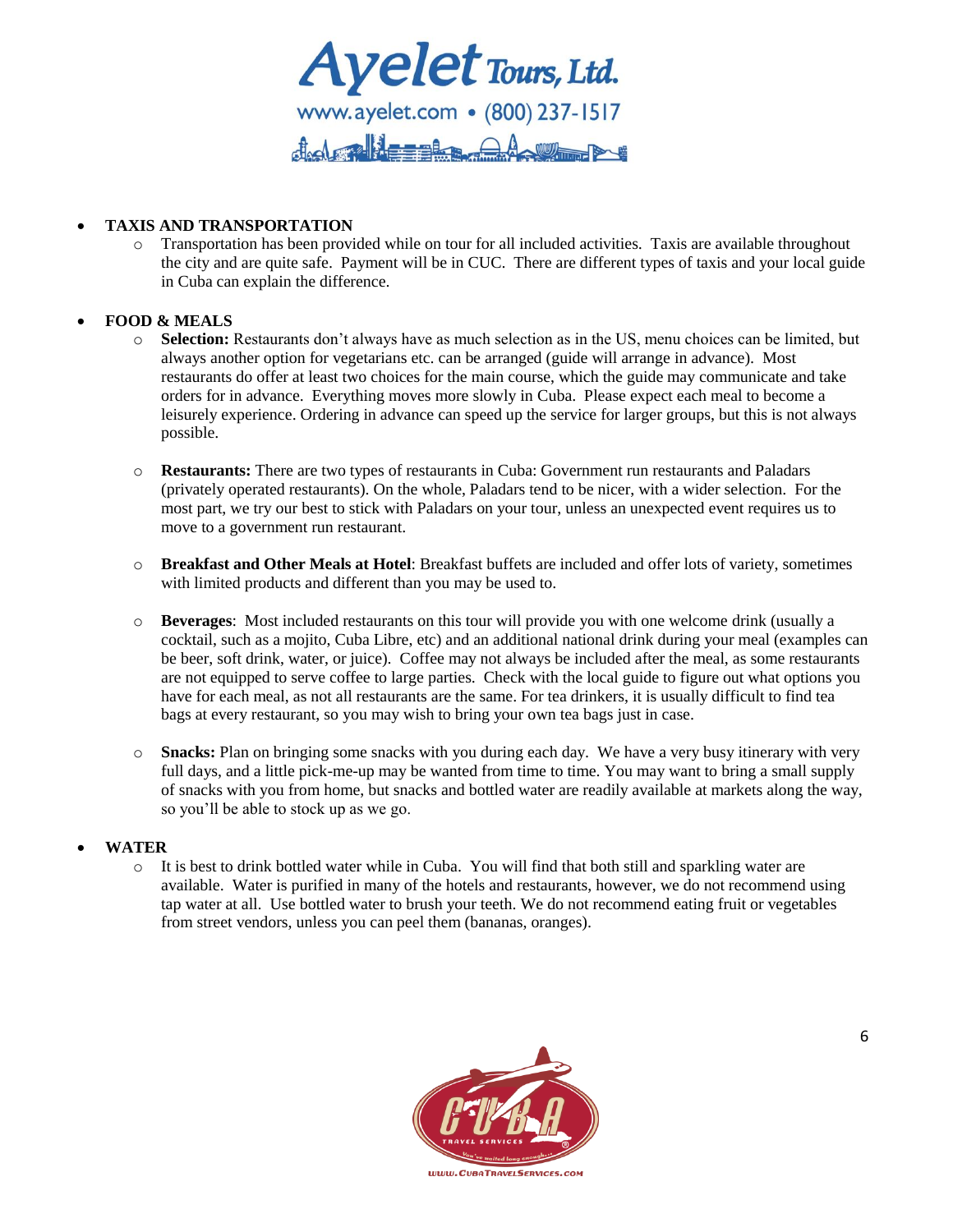- **TAXIS AND TRANSPORTATION**
  - Transportation has been provided while on tour for all included activities. Taxis are available throughout the city and are quite safe. Payment will be in CUC. There are different types of taxis and your local guide in Cuba can explain the difference.

- **FOOD & MEALS**
  - **Selection:** Restaurants don't always have as much selection as in the US, menu choices can be limited, but always another option for vegetarians etc. can be arranged (guide will arrange in advance). Most restaurants do offer at least two choices for the main course, which the guide may communicate and take orders for in advance. Everything moves more slowly in Cuba. Please expect each meal to become a leisurely experience. Ordering in advance can speed up the service for larger groups, but this is not always possible.

  - **Restaurants:** There are two types of restaurants in Cuba: Government run restaurants and Paladars (privately operated restaurants). On the whole, Paladars tend to be nicer, with a wider selection. For the most part, we try our best to stick with Paladars on your tour, unless an unexpected event requires us to move to a government run restaurant.

  - **Breakfast and Other Meals at Hotel**: Breakfast buffets are included and offer lots of variety, sometimes with limited products and different than you may be used to.

  - **Beverages**: Most included restaurants on this tour will provide you with one welcome drink (usually a cocktail, such as a mojito, Cuba Libre, etc) and an additional national drink during your meal (examples can be beer, soft drink, water, or juice). Coffee may not always be included after the meal, as some restaurants are not equipped to serve coffee to large parties. Check with the local guide to figure out what options you have for each meal, as not all restaurants are the same. For tea drinkers, it is usually difficult to find tea bags at every restaurant, so you may wish to bring your own tea bags just in case.

  - **Snacks:** Plan on bringing some snacks with you during each day. We have a very busy itinerary with very full days, and a little pick-me-up may be wanted from time to time. You may want to bring a small supply of snacks with you from home, but snacks and bottled water are readily available at markets along the way, so you'll be able to stock up as we go.

- **WATER**
  - It is best to drink bottled water while in Cuba. You will find that both still and sparkling water are available. Water is purified in many of the hotels and restaurants, however, we do not recommend using tap water at all. Use bottled water to brush your teeth. We do not recommend eating fruit or vegetables from street vendors, unless you can peel them (bananas, oranges).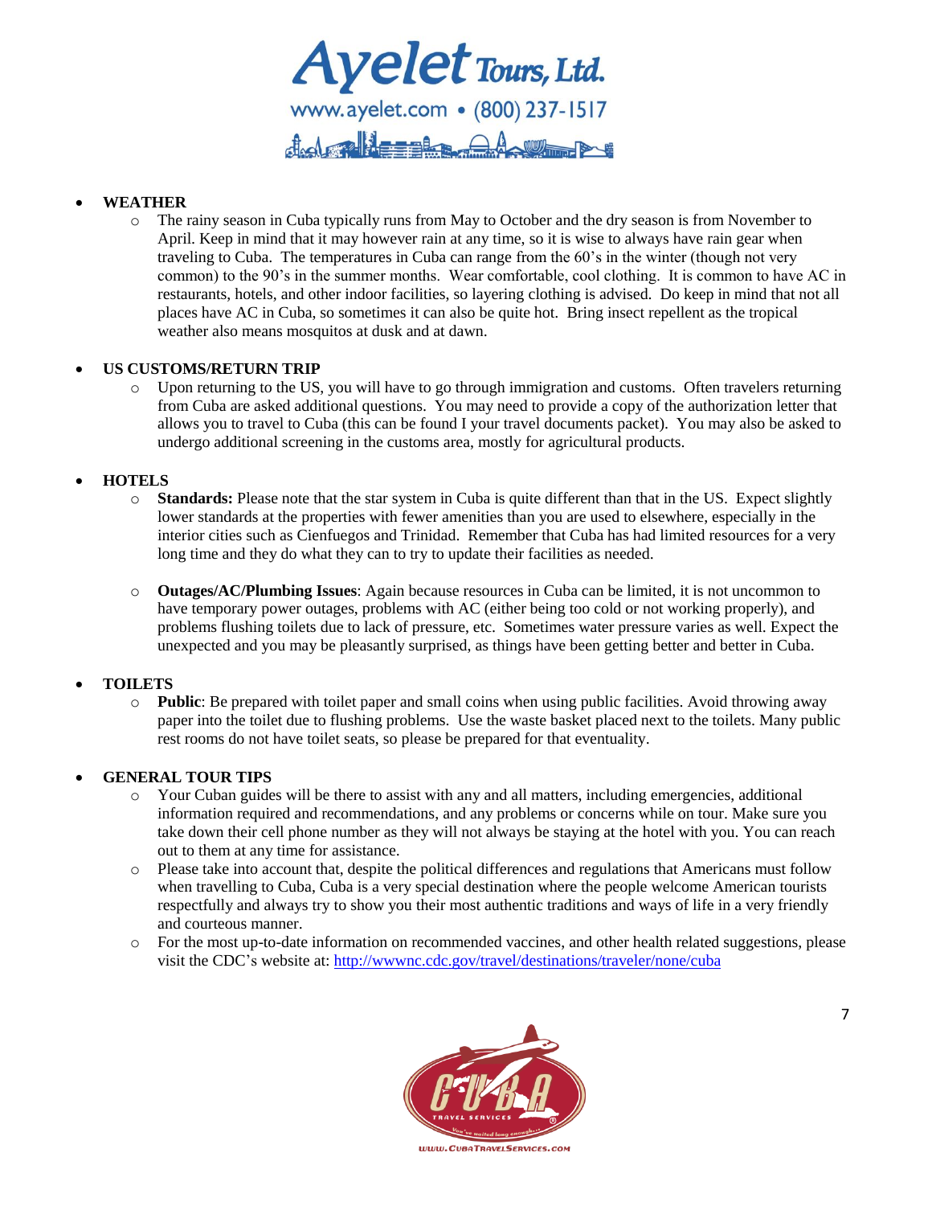- **WEATHER**
  - The rainy season in Cuba typically runs from May to October and the dry season is from November to April. Keep in mind that it may however rain at any time, so it is wise to always have rain gear when traveling to Cuba. The temperatures in Cuba can range from the 60's in the winter (though not very common) to the 90's in the summer months. Wear comfortable, cool clothing. It is common to have AC in restaurants, hotels, and other indoor facilities, so layering clothing is advised. Do keep in mind that not all places have AC in Cuba, so sometimes it can also be quite hot. Bring insect repellent as the tropical weather also means mosquitos at dusk and at dawn.

- **US CUSTOMS/RETURN TRIP**
  - Upon returning to the US, you will have to go through immigration and customs. Often travelers returning from Cuba are asked additional questions. You may need to provide a copy of the authorization letter that allows you to travel to Cuba (this can be found I your travel documents packet). You may also be asked to undergo additional screening in the customs area, mostly for agricultural products.

- **HOTELS**
  - **Standards:** Please note that the star system in Cuba is quite different than that in the US. Expect slightly lower standards at the properties with fewer amenities than you are used to elsewhere, especially in the interior cities such as Cienfuegos and Trinidad. Remember that Cuba has had limited resources for a very long time and they do what they can to try to update their facilities as needed.

  - **Outages/AC/Plumbing Issues**: Again because resources in Cuba can be limited, it is not uncommon to have temporary power outages, problems with AC (either being too cold or not working properly), and problems flushing toilets due to lack of pressure, etc. Sometimes water pressure varies as well. Expect the unexpected and you may be pleasantly surprised, as things have been getting better and better in Cuba.

- **TOILETS**
  - **Public**: Be prepared with toilet paper and small coins when using public facilities. Avoid throwing away paper into the toilet due to flushing problems. Use the waste basket placed next to the toilets. Many public rest rooms do not have toilet seats, so please be prepared for that eventuality.

- **GENERAL TOUR TIPS**
  - Your Cuban guides will be there to assist with any and all matters, including emergencies, additional information required and recommendations, and any problems or concerns while on tour. Make sure you take down their cell phone number as they will not always be staying at the hotel with you. You can reach out to them at any time for assistance.
  - Please take into account that, despite the political differences and regulations that Americans must follow when travelling to Cuba, Cuba is a very special destination where the people welcome American tourists respectfully and always try to show you their most authentic traditions and ways of life in a very friendly and courteous manner.
  - For the most up-to-date information on recommended vaccines, and other health related suggestions, please visit the CDC's website at: [http://wwwnc.cdc.gov/travel/destinations/traveler/none/cuba](http://wwwnc.cdc.gov/travel/destinations/traveler/none/cuba)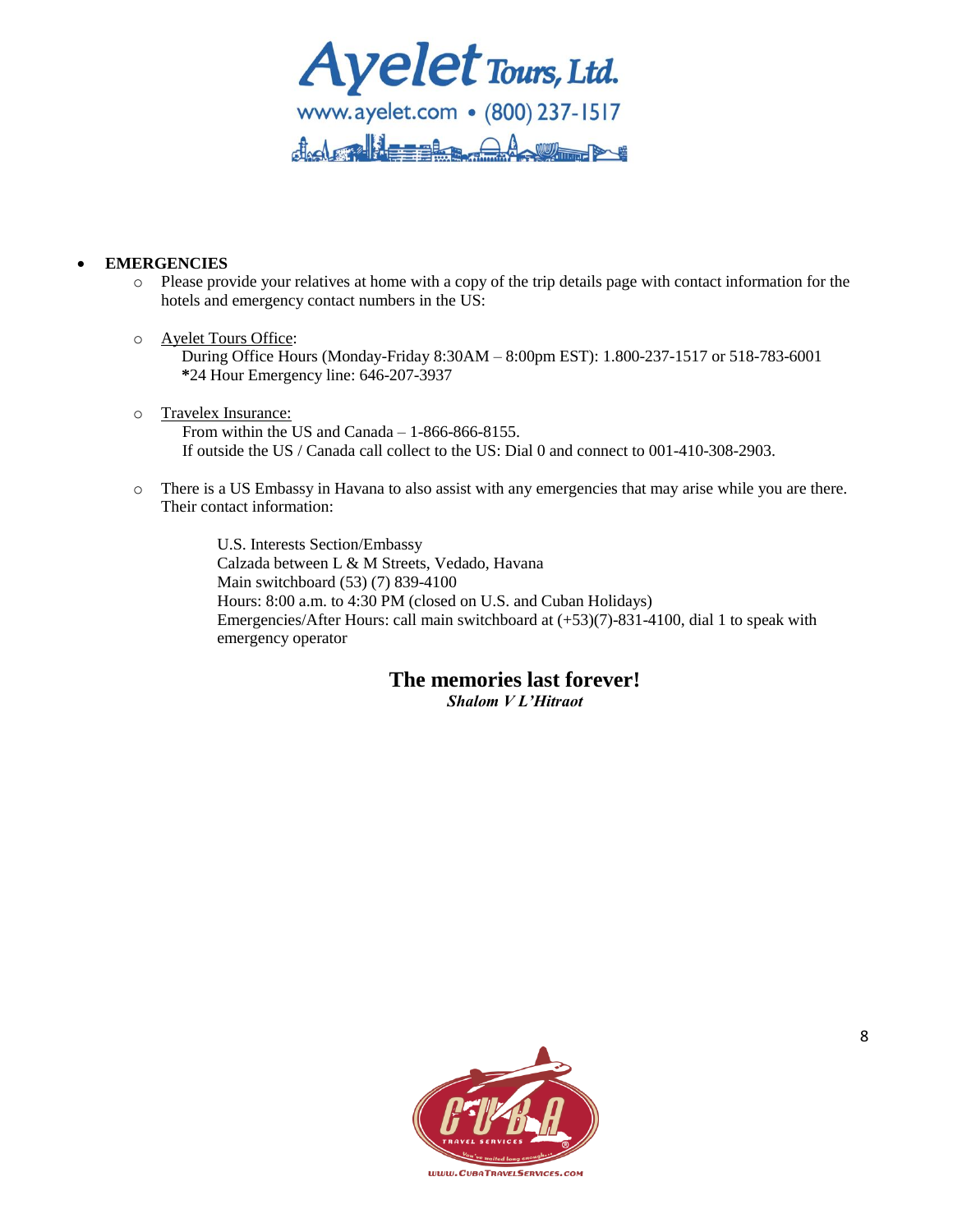- **EMERGENCIES**
  - Please provide your relatives at home with a copy of the trip details page with contact information for the hotels and emergency contact numbers in the US:
  - Ayelet Tours Office:
    During Office Hours (Monday-Friday 8:30AM – 8:00pm EST): 1.800-237-1517 or 518-783-6001
    **\***24 Hour Emergency line: 646-207-3937
  - Travelex Insurance:
    From within the US and Canada – 1-866-866-8155.
    If outside the US / Canada call collect to the US: Dial 0 and connect to 001-410-308-2903.
  - There is a US Embassy in Havana to also assist with any emergencies that may arise while you are there. Their contact information:

    U.S. Interests Section/Embassy
    Calzada between L & M Streets, Vedado, Havana
    Main switchboard (53) (7) 839-4100
    Hours: 8:00 a.m. to 4:30 PM (closed on U.S. and Cuban Holidays)
    Emergencies/After Hours: call main switchboard at (+53)(7)-831-4100, dial 1 to speak with emergency operator

**The memories last forever!**

***Shalom V L'Hitraot***